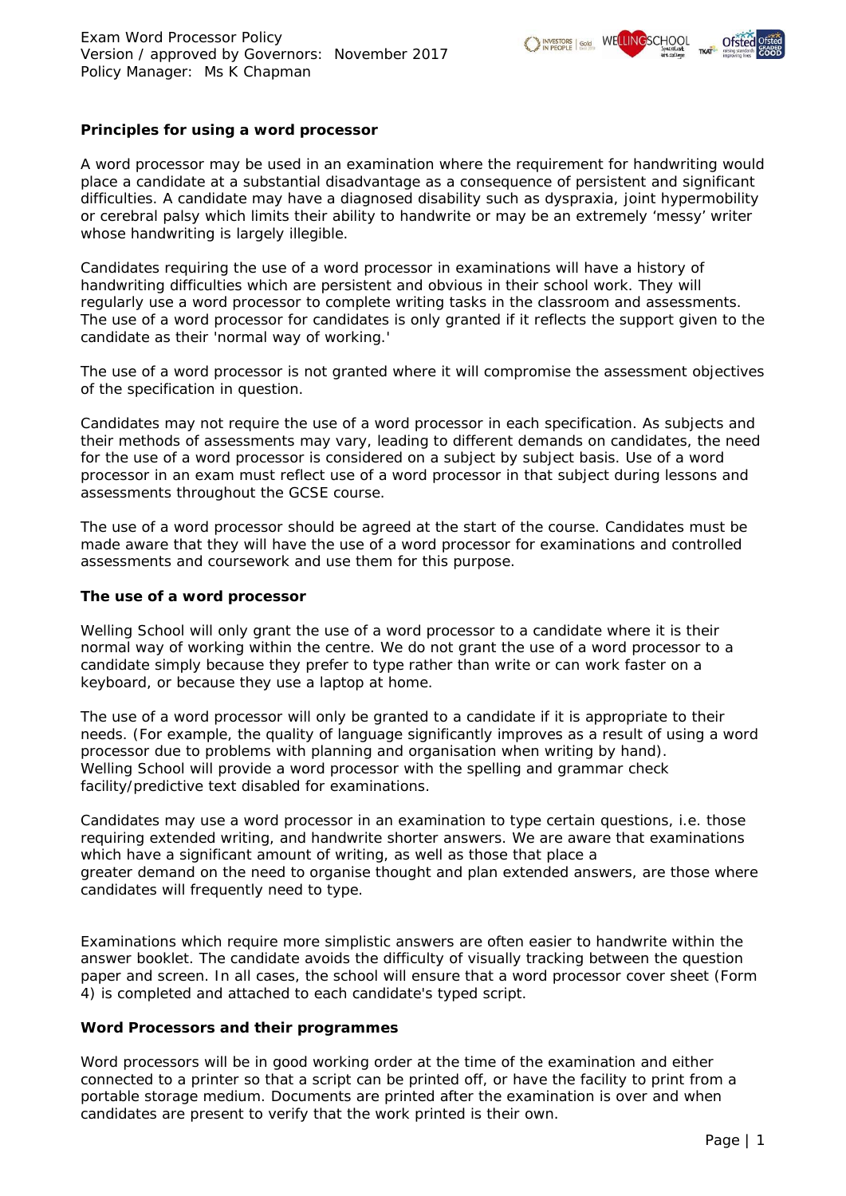Exam Word Processor Policy
Version / approved by Governors: November 2017
Policy Manager: Ms K Chapman

**Principles for using a word processor**

A word processor may be used in an examination where the requirement for handwriting would place a candidate at a substantial disadvantage as a consequence of persistent and significant difficulties. A candidate may have a diagnosed disability such as dyspraxia, joint hypermobility or cerebral palsy which limits their ability to handwrite or may be an extremely 'messy' writer whose handwriting is largely illegible.

Candidates requiring the use of a word processor in examinations will have a history of handwriting difficulties which are persistent and obvious in their school work. They will regularly use a word processor to complete writing tasks in the classroom and assessments. The use of a word processor for candidates is only granted if it reflects the support given to the candidate as their 'normal way of working.'

The use of a word processor is not granted where it will compromise the assessment objectives of the specification in question.

Candidates may not require the use of a word processor in each specification. As subjects and their methods of assessments may vary, leading to different demands on candidates, the need for the use of a word processor is considered on a subject by subject basis. Use of a word processor in an exam must reflect use of a word processor in that subject during lessons and assessments throughout the GCSE course.

The use of a word processor should be agreed at the start of the course. Candidates must be made aware that they will have the use of a word processor for examinations and controlled assessments and coursework and use them for this purpose.

**The use of a word processor**

Welling School will only grant the use of a word processor to a candidate where it is their normal way of working within the centre. We do not grant the use of a word processor to a candidate simply because they prefer to type rather than write or can work faster on a keyboard, or because they use a laptop at home.

The use of a word processor will only be granted to a candidate if it is appropriate to their needs. (For example, the quality of language significantly improves as a result of using a word processor due to problems with planning and organisation when writing by hand).
Welling School will provide a word processor with the spelling and grammar check facility/predictive text disabled for examinations.

Candidates may use a word processor in an examination to type certain questions, i.e. those requiring extended writing, and handwrite shorter answers. We are aware that examinations which have a significant amount of writing, as well as those that place a greater demand on the need to organise thought and plan extended answers, are those where candidates will frequently need to type.

Examinations which require more simplistic answers are often easier to handwrite within the answer booklet. The candidate avoids the difficulty of visually tracking between the question paper and screen. In all cases, the school will ensure that a word processor cover sheet (Form 4) is completed and attached to each candidate's typed script.

**Word Processors and their programmes**

Word processors will be in good working order at the time of the examination and either connected to a printer so that a script can be printed off, or have the facility to print from a portable storage medium. Documents are printed after the examination is over and when candidates are present to verify that the work printed is their own.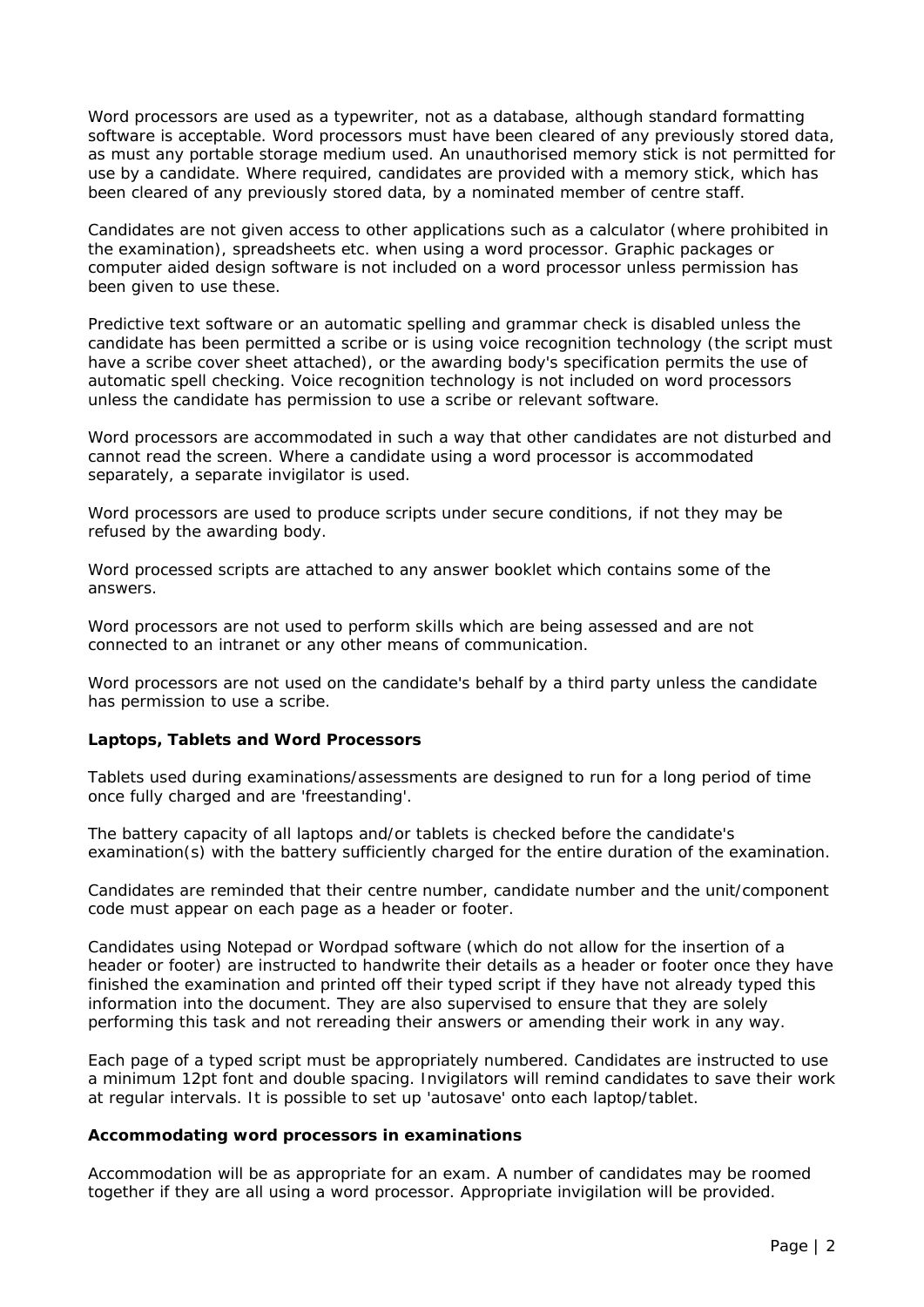Word processors are used as a typewriter, not as a database, although standard formatting software is acceptable. Word processors must have been cleared of any previously stored data, as must any portable storage medium used. An unauthorised memory stick is not permitted for use by a candidate. Where required, candidates are provided with a memory stick, which has been cleared of any previously stored data, by a nominated member of centre staff.

Candidates are not given access to other applications such as a calculator (where prohibited in the examination), spreadsheets etc. when using a word processor. Graphic packages or computer aided design software is not included on a word processor unless permission has been given to use these.

Predictive text software or an automatic spelling and grammar check is disabled unless the candidate has been permitted a scribe or is using voice recognition technology (the script must have a scribe cover sheet attached), or the awarding body's specification permits the use of automatic spell checking. Voice recognition technology is not included on word processors unless the candidate has permission to use a scribe or relevant software.

Word processors are accommodated in such a way that other candidates are not disturbed and cannot read the screen. Where a candidate using a word processor is accommodated separately, a separate invigilator is used.

Word processors are used to produce scripts under secure conditions, if not they may be refused by the awarding body.

Word processed scripts are attached to any answer booklet which contains some of the answers.

Word processors are not used to perform skills which are being assessed and are not connected to an intranet or any other means of communication.

Word processors are not used on the candidate's behalf by a third party unless the candidate has permission to use a scribe.

**Laptops, Tablets and Word Processors**

Tablets used during examinations/assessments are designed to run for a long period of time once fully charged and are 'freestanding'.

The battery capacity of all laptops and/or tablets is checked before the candidate's examination(s) with the battery sufficiently charged for the entire duration of the examination.

Candidates are reminded that their centre number, candidate number and the unit/component code must appear on each page as a header or footer.

Candidates using Notepad or Wordpad software (which do not allow for the insertion of a header or footer) are instructed to handwrite their details as a header or footer once they have finished the examination and printed off their typed script if they have not already typed this information into the document. They are also supervised to ensure that they are solely performing this task and not rereading their answers or amending their work in any way.

Each page of a typed script must be appropriately numbered. Candidates are instructed to use a minimum 12pt font and double spacing. Invigilators will remind candidates to save their work at regular intervals. It is possible to set up 'autosave' onto each laptop/tablet.

**Accommodating word processors in examinations**

Accommodation will be as appropriate for an exam. A number of candidates may be roomed together if they are all using a word processor. Appropriate invigilation will be provided.